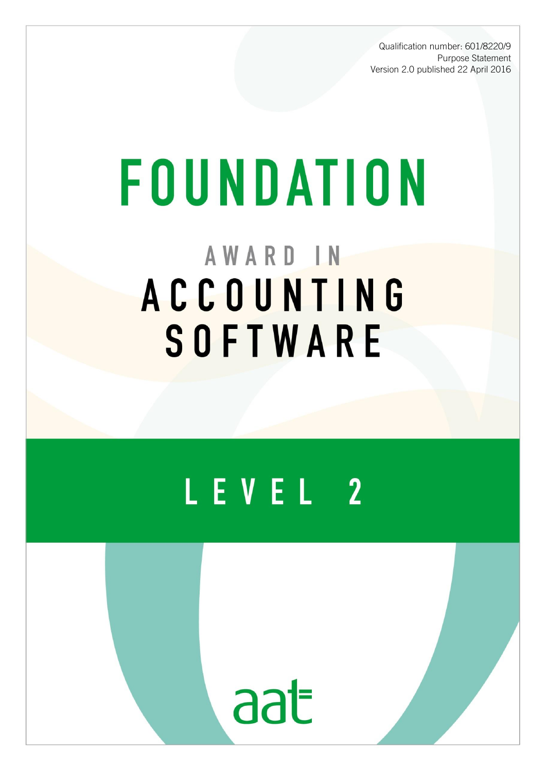Qualification number: 601/8220/9
Purpose Statement
Version 2.0 published 22 April 2016

# FOUNDATION

## AWARD IN ACCOUNTING SOFTWARE

## LEVEL 2

aat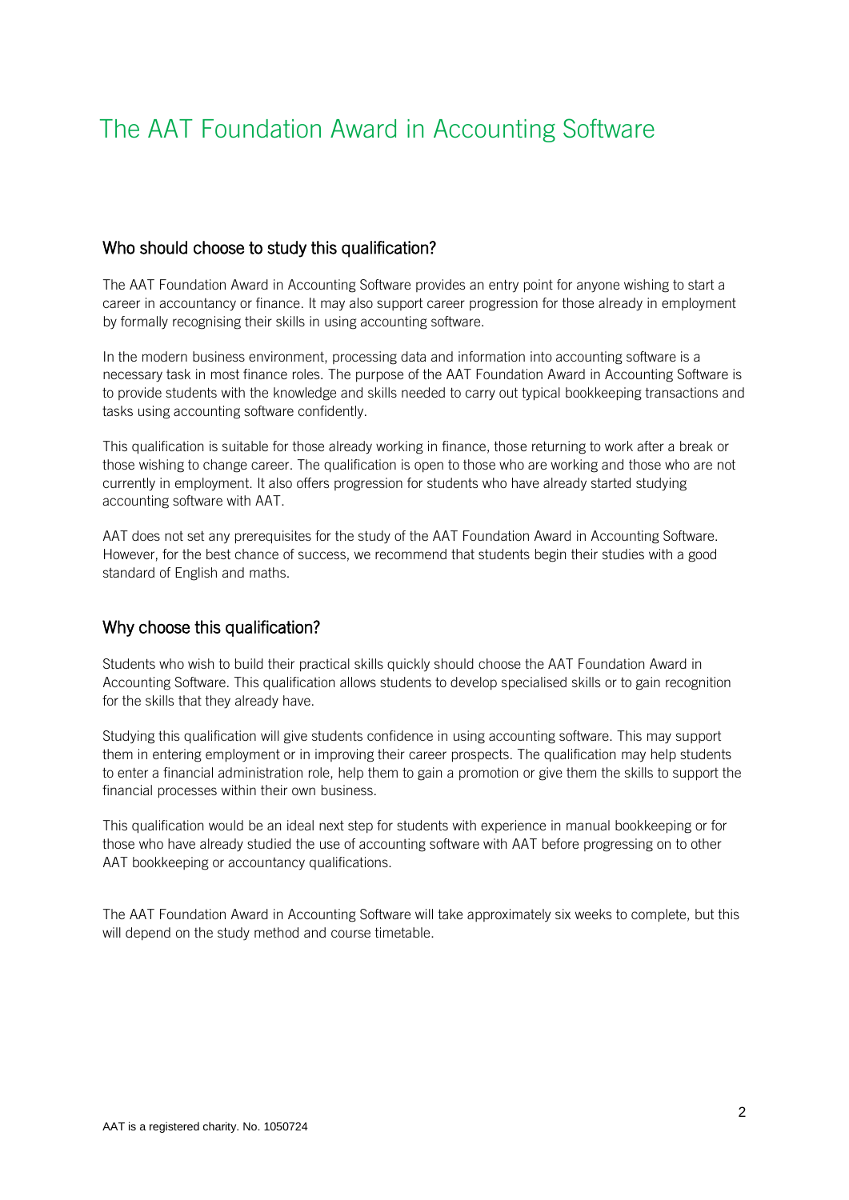# The AAT Foundation Award in Accounting Software

## Who should choose to study this qualification?

The AAT Foundation Award in Accounting Software provides an entry point for anyone wishing to start a career in accountancy or finance. It may also support career progression for those already in employment by formally recognising their skills in using accounting software.

In the modern business environment, processing data and information into accounting software is a necessary task in most finance roles. The purpose of the AAT Foundation Award in Accounting Software is to provide students with the knowledge and skills needed to carry out typical bookkeeping transactions and tasks using accounting software confidently.

This qualification is suitable for those already working in finance, those returning to work after a break or those wishing to change career. The qualification is open to those who are working and those who are not currently in employment. It also offers progression for students who have already started studying accounting software with AAT.

AAT does not set any prerequisites for the study of the AAT Foundation Award in Accounting Software. However, for the best chance of success, we recommend that students begin their studies with a good standard of English and maths.

## Why choose this qualification?

Students who wish to build their practical skills quickly should choose the AAT Foundation Award in Accounting Software. This qualification allows students to develop specialised skills or to gain recognition for the skills that they already have.

Studying this qualification will give students confidence in using accounting software. This may support them in entering employment or in improving their career prospects. The qualification may help students to enter a financial administration role, help them to gain a promotion or give them the skills to support the financial processes within their own business.

This qualification would be an ideal next step for students with experience in manual bookkeeping or for those who have already studied the use of accounting software with AAT before progressing on to other AAT bookkeeping or accountancy qualifications.

The AAT Foundation Award in Accounting Software will take approximately six weeks to complete, but this will depend on the study method and course timetable.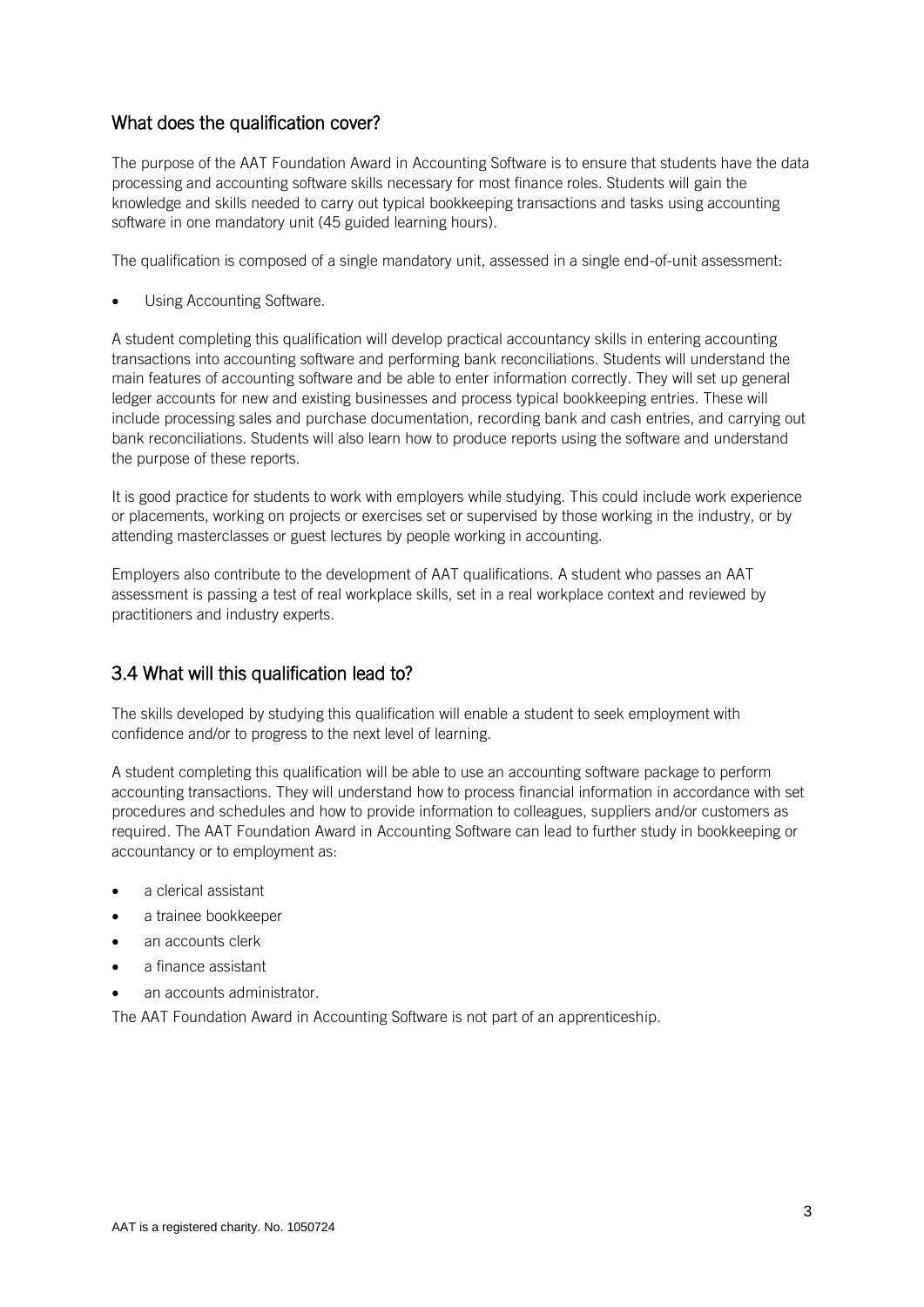## What does the qualification cover?

The purpose of the AAT Foundation Award in Accounting Software is to ensure that students have the data processing and accounting software skills necessary for most finance roles. Students will gain the knowledge and skills needed to carry out typical bookkeeping transactions and tasks using accounting software in one mandatory unit (45 guided learning hours).

The qualification is composed of a single mandatory unit, assessed in a single end-of-unit assessment:

- Using Accounting Software.

A student completing this qualification will develop practical accountancy skills in entering accounting transactions into accounting software and performing bank reconciliations. Students will understand the main features of accounting software and be able to enter information correctly. They will set up general ledger accounts for new and existing businesses and process typical bookkeeping entries. These will include processing sales and purchase documentation, recording bank and cash entries, and carrying out bank reconciliations. Students will also learn how to produce reports using the software and understand the purpose of these reports.

It is good practice for students to work with employers while studying. This could include work experience or placements, working on projects or exercises set or supervised by those working in the industry, or by attending masterclasses or guest lectures by people working in accounting.

Employers also contribute to the development of AAT qualifications. A student who passes an AAT assessment is passing a test of real workplace skills, set in a real workplace context and reviewed by practitioners and industry experts.

## 3.4 What will this qualification lead to?

The skills developed by studying this qualification will enable a student to seek employment with confidence and/or to progress to the next level of learning.

A student completing this qualification will be able to use an accounting software package to perform accounting transactions. They will understand how to process financial information in accordance with set procedures and schedules and how to provide information to colleagues, suppliers and/or customers as required. The AAT Foundation Award in Accounting Software can lead to further study in bookkeeping or accountancy or to employment as:

- a clerical assistant
- a trainee bookkeeper
- an accounts clerk
- a finance assistant
- an accounts administrator.

The AAT Foundation Award in Accounting Software is not part of an apprenticeship.

AAT is a registered charity. No. 1050724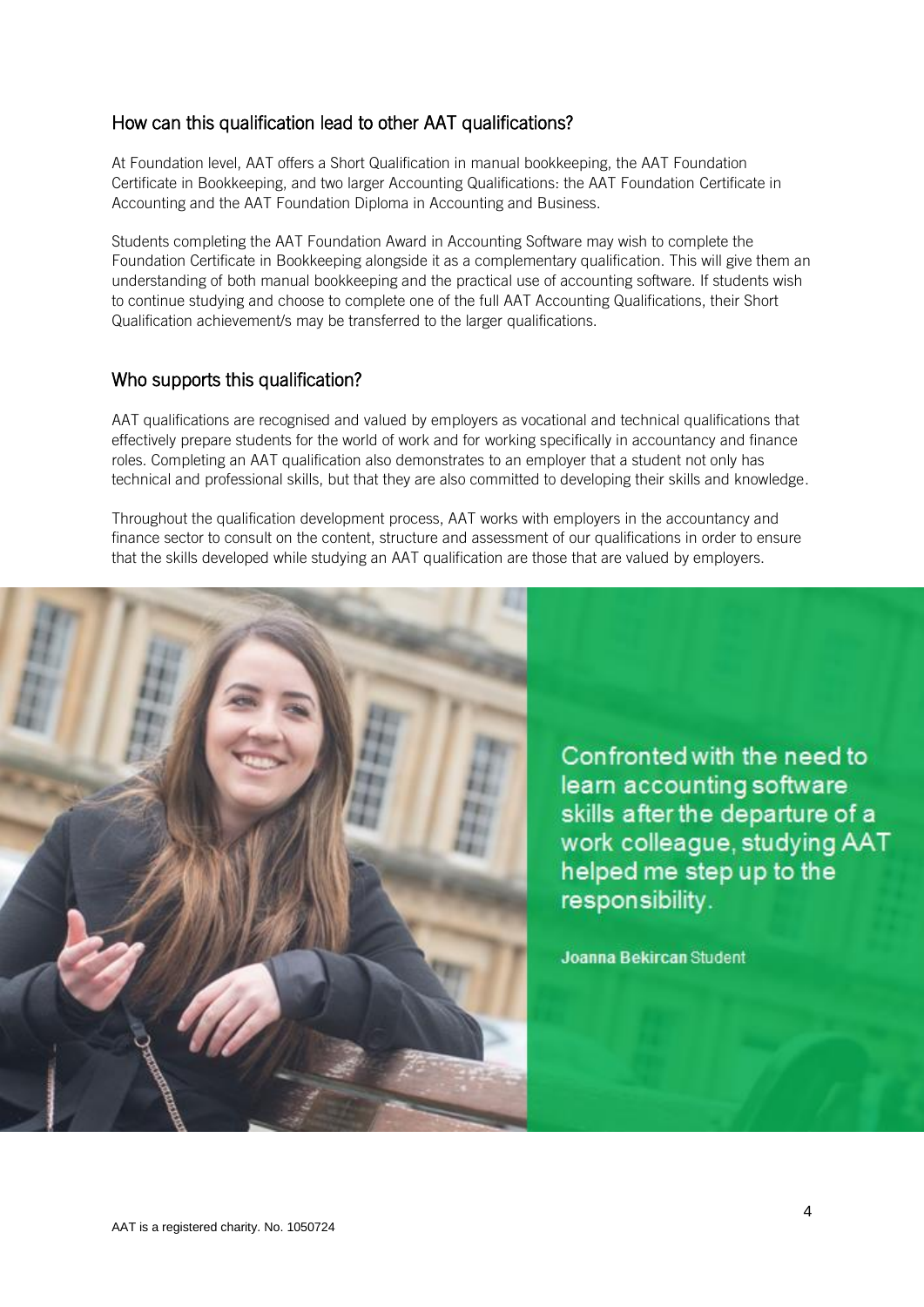## How can this qualification lead to other AAT qualifications?

At Foundation level, AAT offers a Short Qualification in manual bookkeeping, the AAT Foundation Certificate in Bookkeeping, and two larger Accounting Qualifications: the AAT Foundation Certificate in Accounting and the AAT Foundation Diploma in Accounting and Business.

Students completing the AAT Foundation Award in Accounting Software may wish to complete the Foundation Certificate in Bookkeeping alongside it as a complementary qualification. This will give them an understanding of both manual bookkeeping and the practical use of accounting software. If students wish to continue studying and choose to complete one of the full AAT Accounting Qualifications, their Short Qualification achievement/s may be transferred to the larger qualifications.

## Who supports this qualification?

AAT qualifications are recognised and valued by employers as vocational and technical qualifications that effectively prepare students for the world of work and for working specifically in accountancy and finance roles. Completing an AAT qualification also demonstrates to an employer that a student not only has technical and professional skills, but that they are also committed to developing their skills and knowledge.

Throughout the qualification development process, AAT works with employers in the accountancy and finance sector to consult on the content, structure and assessment of our qualifications in order to ensure that the skills developed while studying an AAT qualification are those that are valued by employers.

Confronted with the need to learn accounting software skills after the departure of a work colleague, studying AAT helped me step up to the responsibility.

**Joanna Bekircan** Student

AAT is a registered charity. No. 1050724